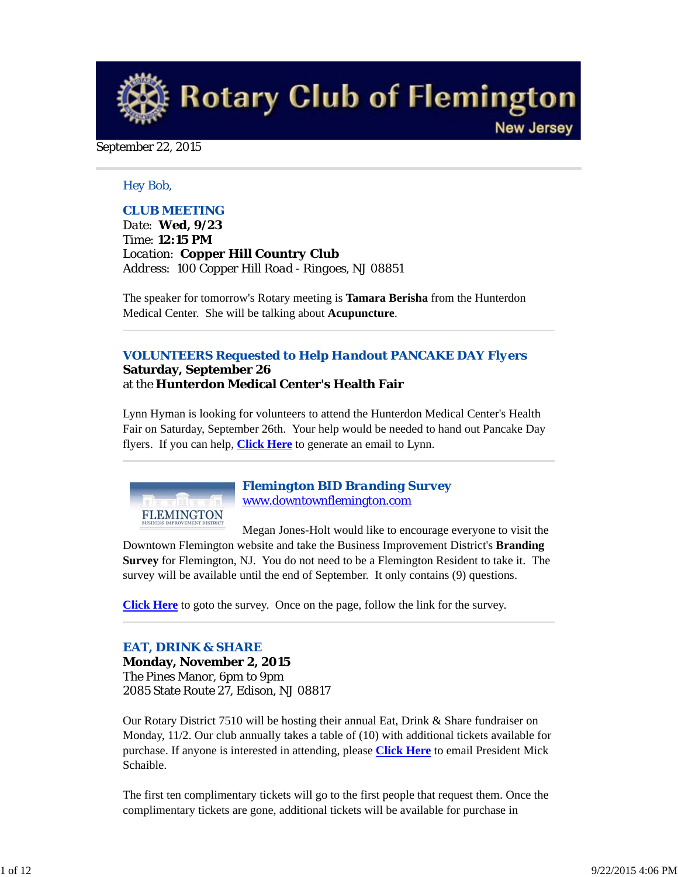# Rotary Club of Flemington

New Jersey

September 22, 2015

Hey Bob,

### CLUB MEETING

Date: **Wed, 9/23**
Time: **12:15 PM**
Location: **Copper Hill Country Club**
Address: 100 Copper Hill Road - Ringoes, NJ 08851

The speaker for tomorrow's Rotary meeting is **Tamara Berisha** from the Hunterdon Medical Center. She will be talking about **Acupuncture**.

---

### VOLUNTEERS Requested to Help Handout PANCAKE DAY Flyers

**Saturday, September 26**
at the **Hunterdon Medical Center's Health Fair**

Lynn Hyman is looking for volunteers to attend the Hunterdon Medical Center's Health Fair on Saturday, September 26th. Your help would be needed to hand out Pancake Day flyers. If you can help, **Click Here** to generate an email to Lynn.

---

### Flemington BID Branding Survey

www.downtownflemington.com

FLEMINGTON
BUSINESS IMPROVEMENT DISTRICT

Megan Jones-Holt would like to encourage everyone to visit the Downtown Flemington website and take the Business Improvement District's **Branding Survey** for Flemington, NJ. You do not need to be a Flemington Resident to take it. The survey will be available until the end of September. It only contains (9) questions.

**Click Here** to goto the survey. Once on the page, follow the link for the survey.

---

### EAT, DRINK & SHARE

**Monday, November 2, 2015**
The Pines Manor, 6pm to 9pm
2085 State Route 27, Edison, NJ 08817

Our Rotary District 7510 will be hosting their annual Eat, Drink & Share fundraiser on Monday, 11/2. Our club annually takes a table of (10) with additional tickets available for purchase. If anyone is interested in attending, please **Click Here** to email President Mick Schaible.

The first ten complimentary tickets will go to the first people that request them. Once the complimentary tickets are gone, additional tickets will be available for purchase in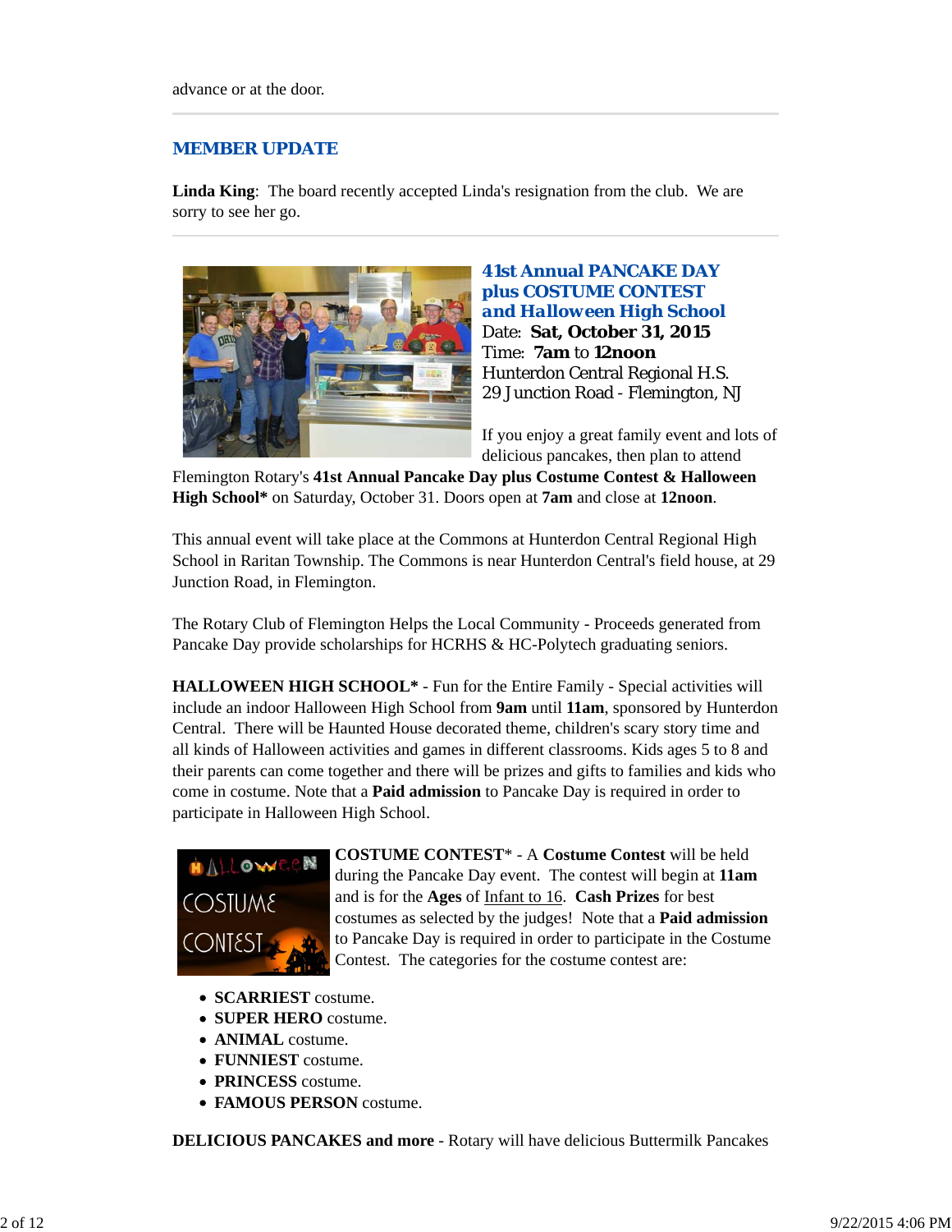advance or at the door.

## MEMBER UPDATE

**Linda King**: The board recently accepted Linda's resignation from the club. We are sorry to see her go.

## 41st Annual PANCAKE DAY plus COSTUME CONTEST and Halloween High School

Date: **Sat, October 31, 2015**
Time: **7am** to **12noon**
Hunterdon Central Regional H.S.
29 Junction Road - Flemington, NJ

If you enjoy a great family event and lots of delicious pancakes, then plan to attend Flemington Rotary's **41st Annual Pancake Day plus Costume Contest & Halloween High School*** on Saturday, October 31. Doors open at **7am** and close at **12noon**.

This annual event will take place at the Commons at Hunterdon Central Regional High School in Raritan Township. The Commons is near Hunterdon Central's field house, at 29 Junction Road, in Flemington.

The Rotary Club of Flemington Helps the Local Community - Proceeds generated from Pancake Day provide scholarships for HCRHS & HC-Polytech graduating seniors.

**HALLOWEEN HIGH SCHOOL*** - Fun for the Entire Family - Special activities will include an indoor Halloween High School from **9am** until **11am**, sponsored by Hunterdon Central. There will be Haunted House decorated theme, children's scary story time and all kinds of Halloween activities and games in different classrooms. Kids ages 5 to 8 and their parents can come together and there will be prizes and gifts to families and kids who come in costume. Note that a **Paid admission** to Pancake Day is required in order to participate in Halloween High School.

**COSTUME CONTEST*** - A **Costume Contest** will be held during the Pancake Day event. The contest will begin at **11am** and is for the **Ages** of Infant to 16. **Cash Prizes** for best costumes as selected by the judges! Note that a **Paid admission** to Pancake Day is required in order to participate in the Costume Contest. The categories for the costume contest are:

- **SCARRIEST** costume.
- **SUPER HERO** costume.
- **ANIMAL** costume.
- **FUNNIEST** costume.
- **PRINCESS** costume.
- **FAMOUS PERSON** costume.

**DELICIOUS PANCAKES and more** - Rotary will have delicious Buttermilk Pancakes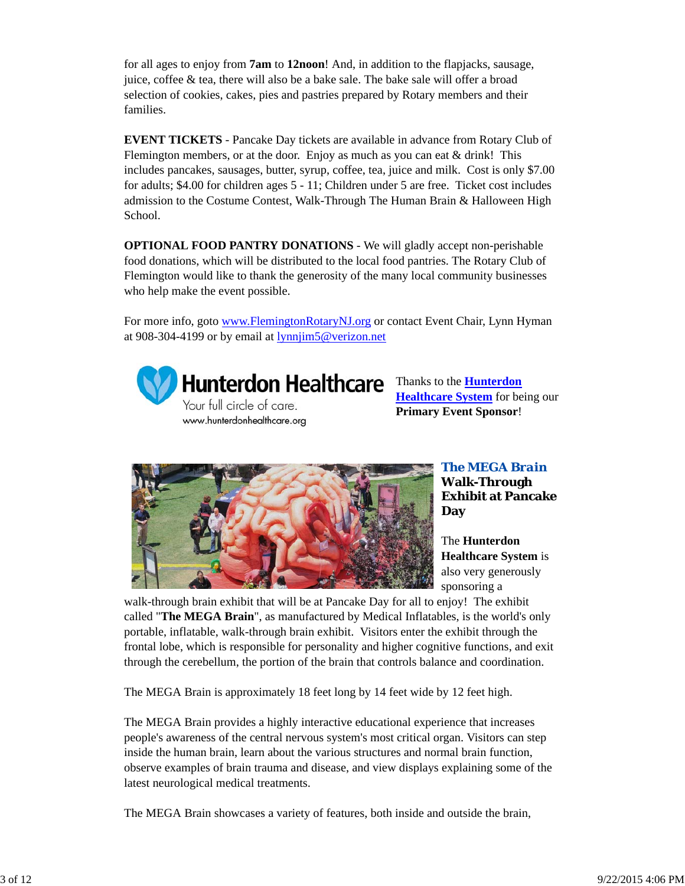for all ages to enjoy from **7am** to **12noon**! And, in addition to the flapjacks, sausage, juice, coffee & tea, there will also be a bake sale. The bake sale will offer a broad selection of cookies, cakes, pies and pastries prepared by Rotary members and their families.

**EVENT TICKETS** - Pancake Day tickets are available in advance from Rotary Club of Flemington members, or at the door. Enjoy as much as you can eat & drink! This includes pancakes, sausages, butter, syrup, coffee, tea, juice and milk. Cost is only $7.00 for adults; $4.00 for children ages 5 - 11; Children under 5 are free. Ticket cost includes admission to the Costume Contest, Walk-Through The Human Brain & Halloween High School.

**OPTIONAL FOOD PANTRY DONATIONS** - We will gladly accept non-perishable food donations, which will be distributed to the local food pantries. The Rotary Club of Flemington would like to thank the generosity of the many local community businesses who help make the event possible.

For more info, goto www.FlemingtonRotaryNJ.org or contact Event Chair, Lynn Hyman at 908-304-4199 or by email at lynnjim5@verizon.net

Hunterdon Healthcare
Your full circle of care.
www.hunterdonhealthcare.org

Thanks to the **Hunterdon Healthcare System** for being our **Primary Event Sponsor**!

### *The MEGA Brain* Walk-Through Exhibit at Pancake Day

The **Hunterdon Healthcare System** is also very generously sponsoring a walk-through brain exhibit that will be at Pancake Day for all to enjoy! The exhibit called "**The MEGA Brain**", as manufactured by Medical Inflatables, is the world's only portable, inflatable, walk-through brain exhibit. Visitors enter the exhibit through the frontal lobe, which is responsible for personality and higher cognitive functions, and exit through the cerebellum, the portion of the brain that controls balance and coordination.

The MEGA Brain is approximately 18 feet long by 14 feet wide by 12 feet high.

The MEGA Brain provides a highly interactive educational experience that increases people's awareness of the central nervous system's most critical organ. Visitors can step inside the human brain, learn about the various structures and normal brain function, observe examples of brain trauma and disease, and view displays explaining some of the latest neurological medical treatments.

The MEGA Brain showcases a variety of features, both inside and outside the brain,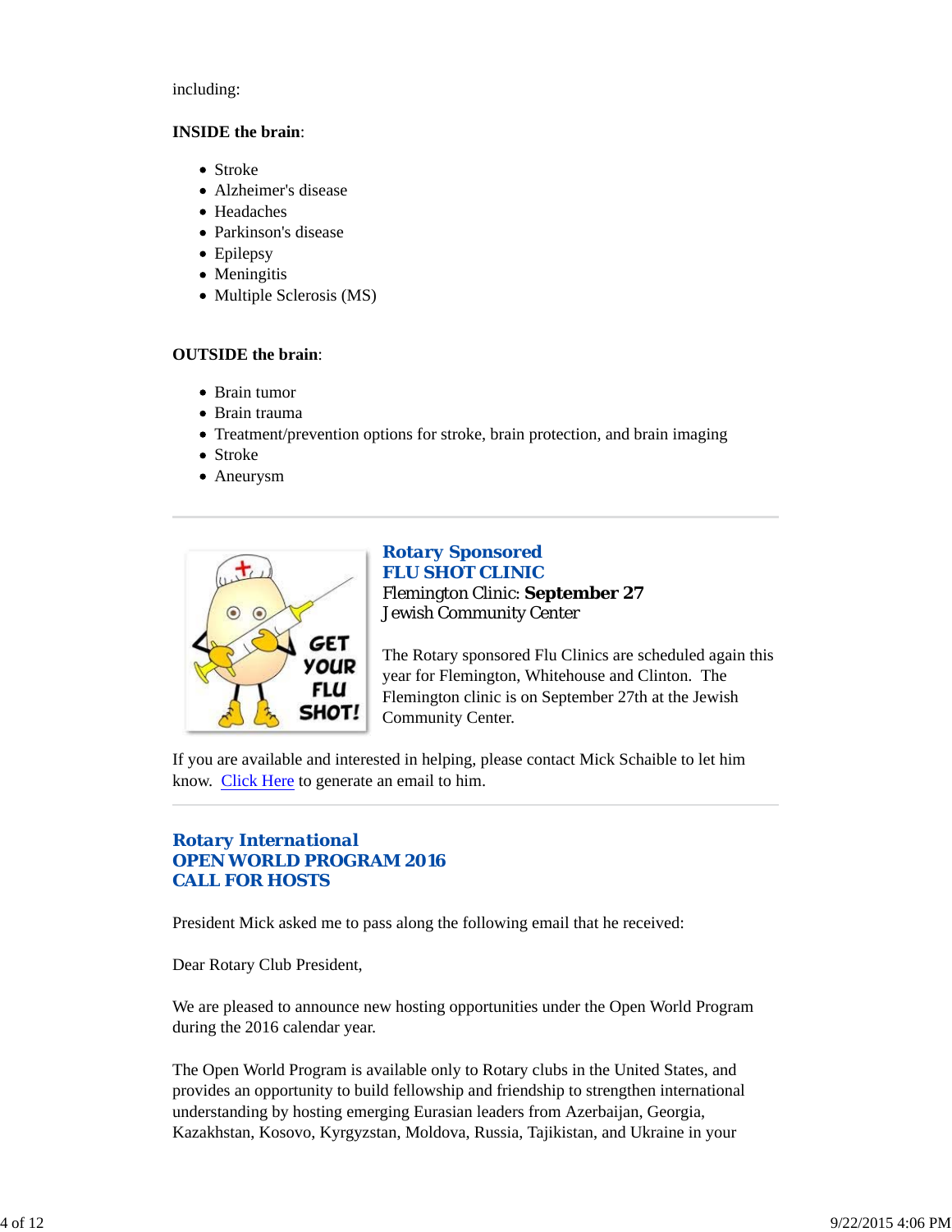including:

**INSIDE the brain**:

- Stroke
- Alzheimer's disease
- Headaches
- Parkinson's disease
- Epilepsy
- Meningitis
- Multiple Sclerosis (MS)

**OUTSIDE the brain**:

- Brain tumor
- Brain trauma
- Treatment/prevention options for stroke, brain protection, and brain imaging
- Stroke
- Aneurysm

---

### Rotary Sponsored
### FLU SHOT CLINIC

Flemington Clinic: **September 27**
Jewish Community Center

The Rotary sponsored Flu Clinics are scheduled again this year for Flemington, Whitehouse and Clinton. The Flemington clinic is on September 27th at the Jewish Community Center.

If you are available and interested in helping, please contact Mick Schaible to let him know. Click Here to generate an email to him.

---

### Rotary International
### OPEN WORLD PROGRAM 2016
### CALL FOR HOSTS

President Mick asked me to pass along the following email that he received:

Dear Rotary Club President,

We are pleased to announce new hosting opportunities under the Open World Program during the 2016 calendar year.

The Open World Program is available only to Rotary clubs in the United States, and provides an opportunity to build fellowship and friendship to strengthen international understanding by hosting emerging Eurasian leaders from Azerbaijan, Georgia, Kazakhstan, Kosovo, Kyrgyzstan, Moldova, Russia, Tajikistan, and Ukraine in your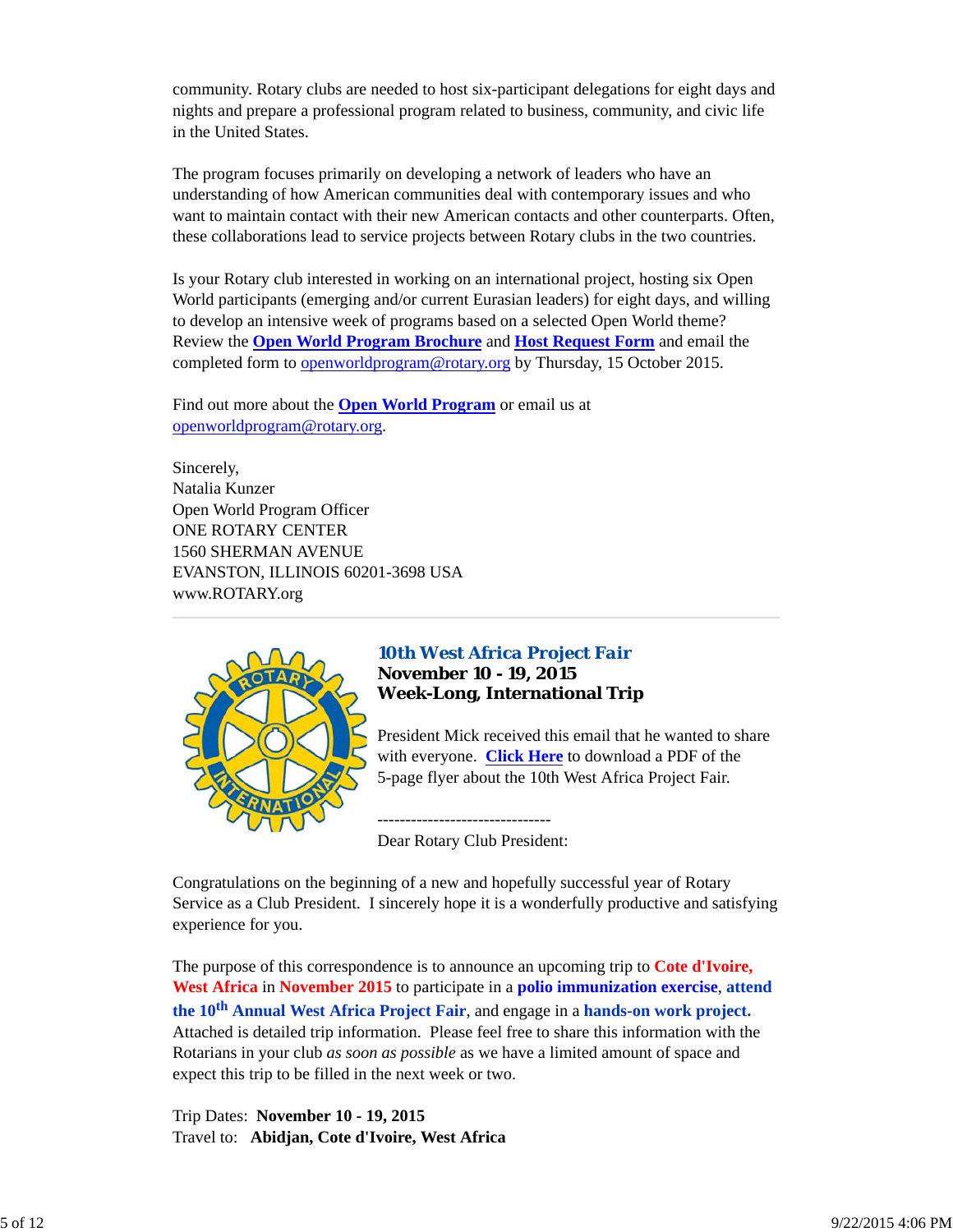community. Rotary clubs are needed to host six-participant delegations for eight days and nights and prepare a professional program related to business, community, and civic life in the United States.

The program focuses primarily on developing a network of leaders who have an understanding of how American communities deal with contemporary issues and who want to maintain contact with their new American contacts and other counterparts. Often, these collaborations lead to service projects between Rotary clubs in the two countries.

Is your Rotary club interested in working on an international project, hosting six Open World participants (emerging and/or current Eurasian leaders) for eight days, and willing to develop an intensive week of programs based on a selected Open World theme? Review the **Open World Program Brochure** and **Host Request Form** and email the completed form to openworldprogram@rotary.org by Thursday, 15 October 2015.

Find out more about the **Open World Program** or email us at openworldprogram@rotary.org.

Sincerely,
Natalia Kunzer
Open World Program Officer
ONE ROTARY CENTER
1560 SHERMAN AVENUE
EVANSTON, ILLINOIS 60201-3698 USA
www.ROTARY.org

---

## *10th West Africa Project Fair*

**November 10 - 19, 2015**
**Week-Long, International Trip**

President Mick received this email that he wanted to share with everyone. **Click Here** to download a PDF of the 5-page flyer about the 10th West Africa Project Fair.

-------------------------------

Dear Rotary Club President:

Congratulations on the beginning of a new and hopefully successful year of Rotary Service as a Club President. I sincerely hope it is a wonderfully productive and satisfying experience for you.

The purpose of this correspondence is to announce an upcoming trip to **Cote d'Ivoire, West Africa** in **November 2015** to participate in a **polio immunization exercise**, **attend the 10th Annual West Africa Project Fair**, and engage in a **hands-on work project.** Attached is detailed trip information. Please feel free to share this information with the Rotarians in your club *as soon as possible* as we have a limited amount of space and expect this trip to be filled in the next week or two.

Trip Dates: **November 10 - 19, 2015**
Travel to: **Abidjan, Cote d'Ivoire, West Africa**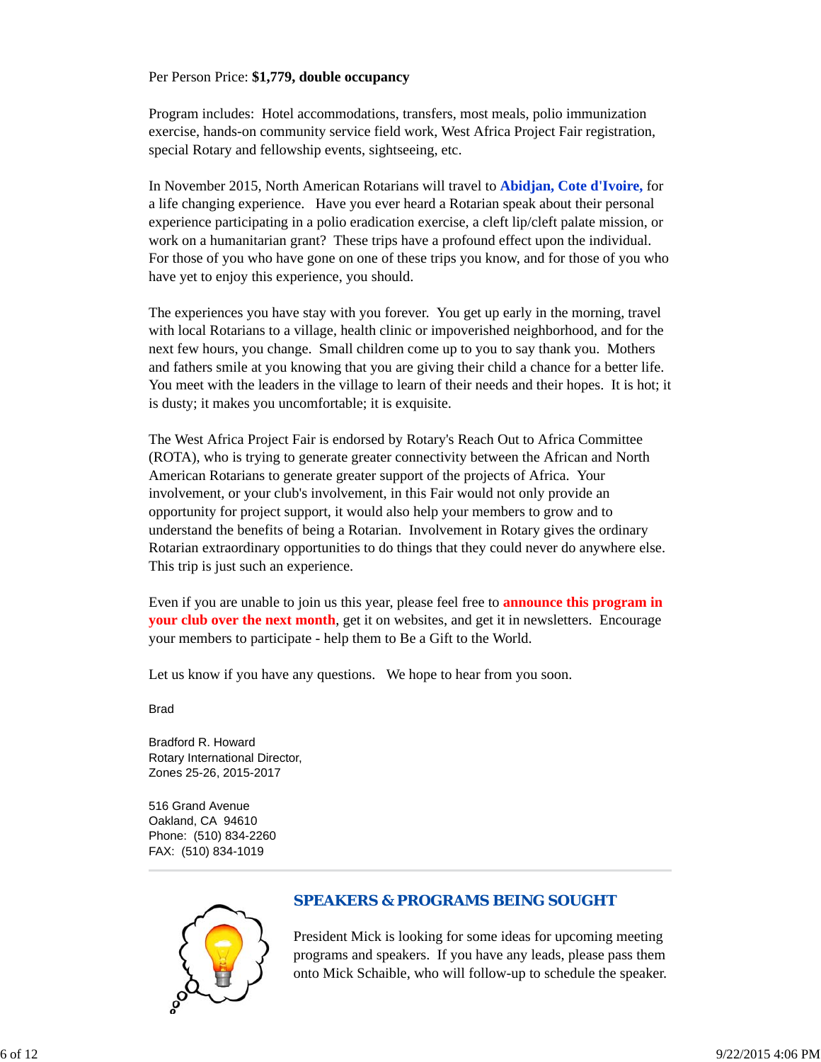Per Person Price: **$1,779, double occupancy**

Program includes: Hotel accommodations, transfers, most meals, polio immunization exercise, hands-on community service field work, West Africa Project Fair registration, special Rotary and fellowship events, sightseeing, etc.

In November 2015, North American Rotarians will travel to **Abidjan, Cote d'Ivoire,** for a life changing experience. Have you ever heard a Rotarian speak about their personal experience participating in a polio eradication exercise, a cleft lip/cleft palate mission, or work on a humanitarian grant? These trips have a profound effect upon the individual. For those of you who have gone on one of these trips you know, and for those of you who have yet to enjoy this experience, you should.

The experiences you have stay with you forever. You get up early in the morning, travel with local Rotarians to a village, health clinic or impoverished neighborhood, and for the next few hours, you change. Small children come up to you to say thank you. Mothers and fathers smile at you knowing that you are giving their child a chance for a better life. You meet with the leaders in the village to learn of their needs and their hopes. It is hot; it is dusty; it makes you uncomfortable; it is exquisite.

The West Africa Project Fair is endorsed by Rotary's Reach Out to Africa Committee (ROTA), who is trying to generate greater connectivity between the African and North American Rotarians to generate greater support of the projects of Africa. Your involvement, or your club's involvement, in this Fair would not only provide an opportunity for project support, it would also help your members to grow and to understand the benefits of being a Rotarian. Involvement in Rotary gives the ordinary Rotarian extraordinary opportunities to do things that they could never do anywhere else. This trip is just such an experience.

Even if you are unable to join us this year, please feel free to **announce this program in your club over the next month**, get it on websites, and get it in newsletters. Encourage your members to participate - help them to Be a Gift to the World.

Let us know if you have any questions. We hope to hear from you soon.

Brad

Bradford R. Howard
Rotary International Director,
Zones 25-26, 2015-2017

516 Grand Avenue
Oakland, CA 94610
Phone: (510) 834-2260
FAX: (510) 834-1019

---

## SPEAKERS & PROGRAMS BEING SOUGHT

President Mick is looking for some ideas for upcoming meeting programs and speakers. If you have any leads, please pass them onto Mick Schaible, who will follow-up to schedule the speaker.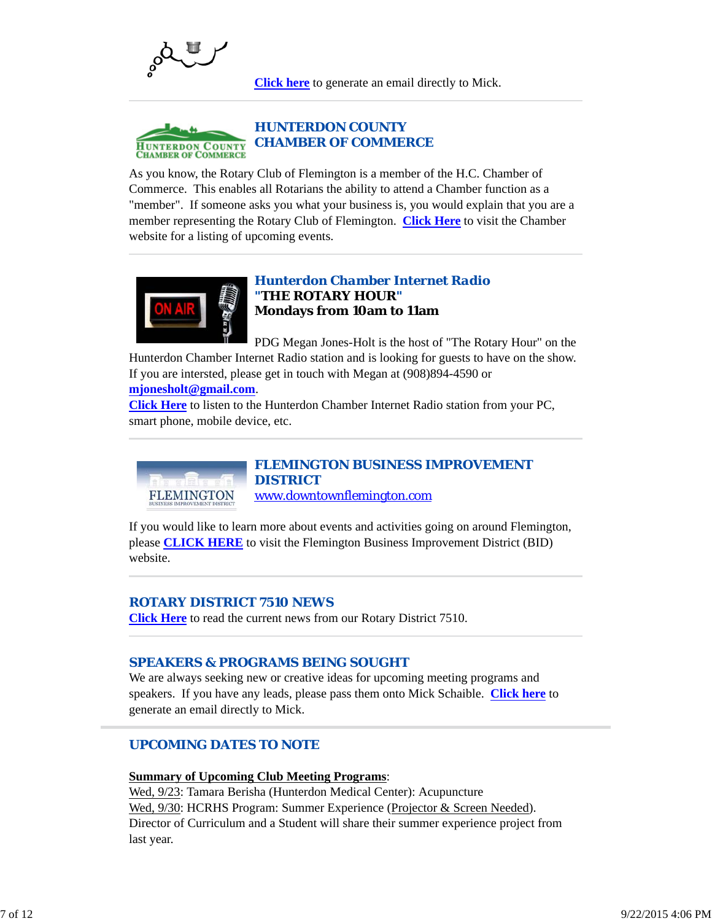**Click here** to generate an email directly to Mick.

## HUNTERDON COUNTY CHAMBER OF COMMERCE

As you know, the Rotary Club of Flemington is a member of the H.C. Chamber of Commerce. This enables all Rotarians the ability to attend a Chamber function as a "member". If someone asks you what your business is, you would explain that you are a member representing the Rotary Club of Flemington. **Click Here** to visit the Chamber website for a listing of upcoming events.

## Hunterdon Chamber Internet Radio

**"THE ROTARY HOUR"**

**Mondays from 10am to 11am**

PDG Megan Jones-Holt is the host of "The Rotary Hour" on the Hunterdon Chamber Internet Radio station and is looking for guests to have on the show. If you are intersted, please get in touch with Megan at (908)894-4590 or **mjonesholt@gmail.com**.

**Click Here** to listen to the Hunterdon Chamber Internet Radio station from your PC, smart phone, mobile device, etc.

## FLEMINGTON BUSINESS IMPROVEMENT DISTRICT

www.downtownflemington.com

If you would like to learn more about events and activities going on around Flemington, please **CLICK HERE** to visit the Flemington Business Improvement District (BID) website.

## ROTARY DISTRICT 7510 NEWS

**Click Here** to read the current news from our Rotary District 7510.

## SPEAKERS & PROGRAMS BEING SOUGHT

We are always seeking new or creative ideas for upcoming meeting programs and speakers. If you have any leads, please pass them onto Mick Schaible. **Click here** to generate an email directly to Mick.

## UPCOMING DATES TO NOTE

**Summary of Upcoming Club Meeting Programs**:

Wed, 9/23: Tamara Berisha (Hunterdon Medical Center): Acupuncture

Wed, 9/30: HCRHS Program: Summer Experience (Projector & Screen Needed). Director of Curriculum and a Student will share their summer experience project from last year.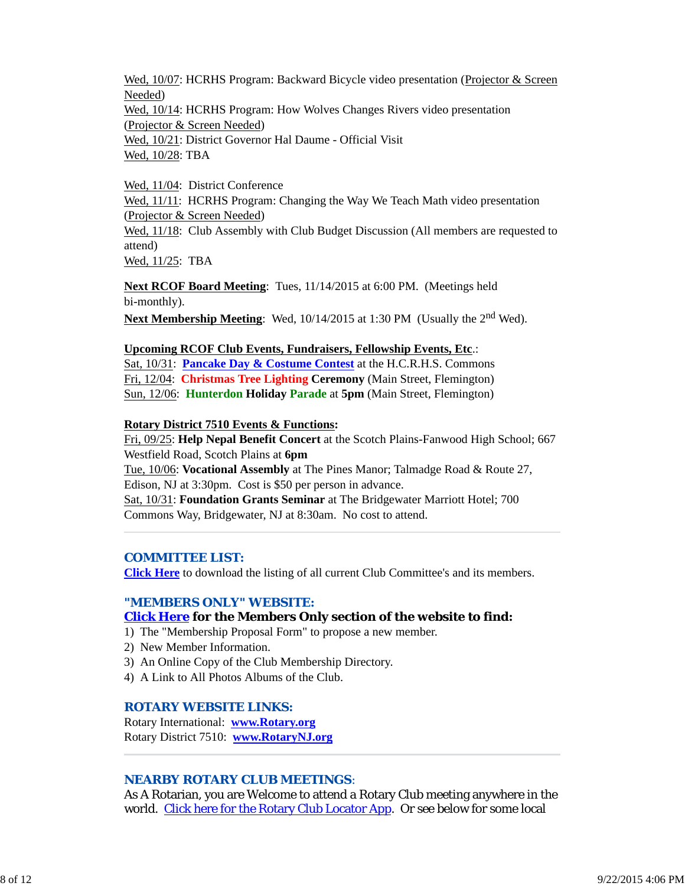Wed, 10/07: HCRHS Program: Backward Bicycle video presentation (Projector & Screen Needed)
Wed, 10/14: HCRHS Program: How Wolves Changes Rivers video presentation (Projector & Screen Needed)
Wed, 10/21: District Governor Hal Daume - Official Visit
Wed, 10/28: TBA

Wed, 11/04: District Conference
Wed, 11/11: HCRHS Program: Changing the Way We Teach Math video presentation (Projector & Screen Needed)
Wed, 11/18: Club Assembly with Club Budget Discussion (All members are requested to attend)
Wed, 11/25: TBA

**Next RCOF Board Meeting**: Tues, 11/14/2015 at 6:00 PM. (Meetings held bi-monthly).

**Next Membership Meeting**: Wed, 10/14/2015 at 1:30 PM (Usually the 2nd Wed).

**Upcoming RCOF Club Events, Fundraisers, Fellowship Events, Etc.**:
Sat, 10/31: **Pancake Day & Costume Contest** at the H.C.R.H.S. Commons
Fri, 12/04: **Christmas Tree Lighting Ceremony** (Main Street, Flemington)
Sun, 12/06: **Hunterdon Holiday Parade** at **5pm** (Main Street, Flemington)

**Rotary District 7510 Events & Functions:**
Fri, 09/25: **Help Nepal Benefit Concert** at the Scotch Plains-Fanwood High School; 667 Westfield Road, Scotch Plains at **6pm**
Tue, 10/06: **Vocational Assembly** at The Pines Manor; Talmadge Road & Route 27, Edison, NJ at 3:30pm. Cost is $50 per person in advance.
Sat, 10/31: **Foundation Grants Seminar** at The Bridgewater Marriott Hotel; 700 Commons Way, Bridgewater, NJ at 8:30am. No cost to attend.

---

## COMMITTEE LIST:

**Click Here** to download the listing of all current Club Committee's and its members.

## "MEMBERS ONLY" WEBSITE:

**Click Here for the Members Only section of the website to find:**

1) The "Membership Proposal Form" to propose a new member.
2) New Member Information.
3) An Online Copy of the Club Membership Directory.
4) A Link to All Photos Albums of the Club.

## ROTARY WEBSITE LINKS:

Rotary International: **www.Rotary.org**
Rotary District 7510: **www.RotaryNJ.org**

---

## NEARBY ROTARY CLUB MEETINGS:

As A Rotarian, you are Welcome to attend a Rotary Club meeting anywhere in the world. Click here for the Rotary Club Locator App. Or see below for some local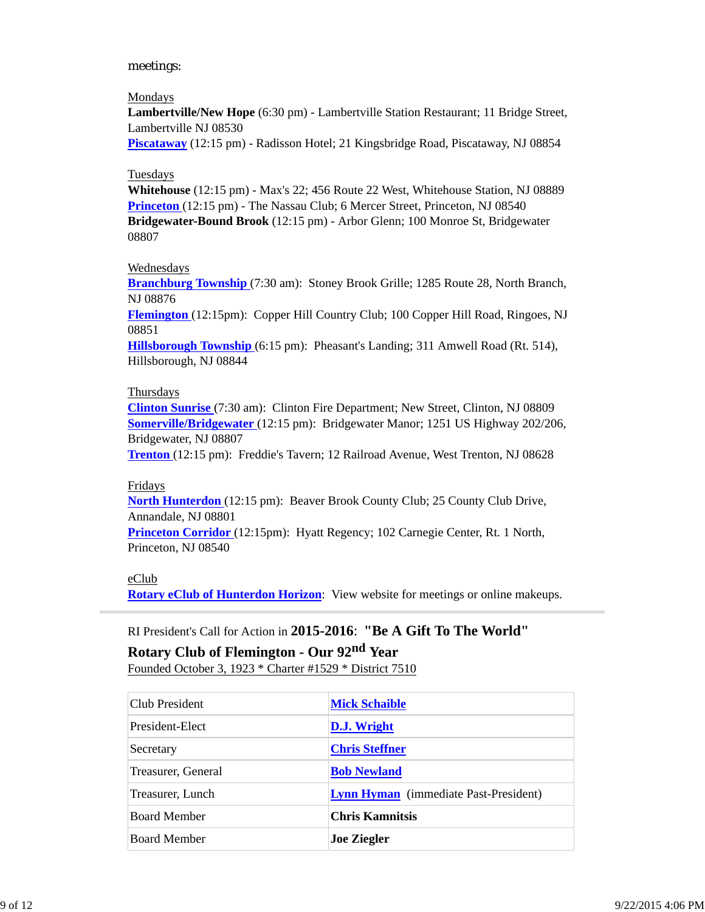meetings:

Mondays
**Lambertville/New Hope** (6:30 pm) - Lambertville Station Restaurant; 11 Bridge Street, Lambertville NJ 08530
**Piscataway** (12:15 pm) - Radisson Hotel; 21 Kingsbridge Road, Piscataway, NJ 08854

Tuesdays
**Whitehouse** (12:15 pm) - Max's 22; 456 Route 22 West, Whitehouse Station, NJ 08889
**Princeton** (12:15 pm) - The Nassau Club; 6 Mercer Street, Princeton, NJ 08540
**Bridgewater-Bound Brook** (12:15 pm) - Arbor Glenn; 100 Monroe St, Bridgewater 08807

Wednesdays
**Branchburg Township** (7:30 am): Stoney Brook Grille; 1285 Route 28, North Branch, NJ 08876
**Flemington** (12:15pm): Copper Hill Country Club; 100 Copper Hill Road, Ringoes, NJ 08851
**Hillsborough Township** (6:15 pm): Pheasant's Landing; 311 Amwell Road (Rt. 514), Hillsborough, NJ 08844

Thursdays
**Clinton Sunrise** (7:30 am): Clinton Fire Department; New Street, Clinton, NJ 08809
**Somerville/Bridgewater** (12:15 pm): Bridgewater Manor; 1251 US Highway 202/206, Bridgewater, NJ 08807
**Trenton** (12:15 pm): Freddie's Tavern; 12 Railroad Avenue, West Trenton, NJ 08628

Fridays
**North Hunterdon** (12:15 pm): Beaver Brook County Club; 25 County Club Drive, Annandale, NJ 08801
**Princeton Corridor** (12:15pm): Hyatt Regency; 102 Carnegie Center, Rt. 1 North, Princeton, NJ 08540

eClub
**Rotary eClub of Hunterdon Horizon**: View website for meetings or online makeups.

---

RI President's Call for Action in **2015-2016**: **"Be A Gift To The World"**

**Rotary Club of Flemington - Our 92nd Year**
Founded October 3, 1923 * Charter #1529 * District 7510

| | |
|---|---|
| Club President | **Mick Schaible** |
| President-Elect | **D.J. Wright** |
| Secretary | **Chris Steffner** |
| Treasurer, General | **Bob Newland** |
| Treasurer, Lunch | **Lynn Hyman** (immediate Past-President) |
| Board Member | **Chris Kamnitsis** |
| Board Member | **Joe Ziegler** |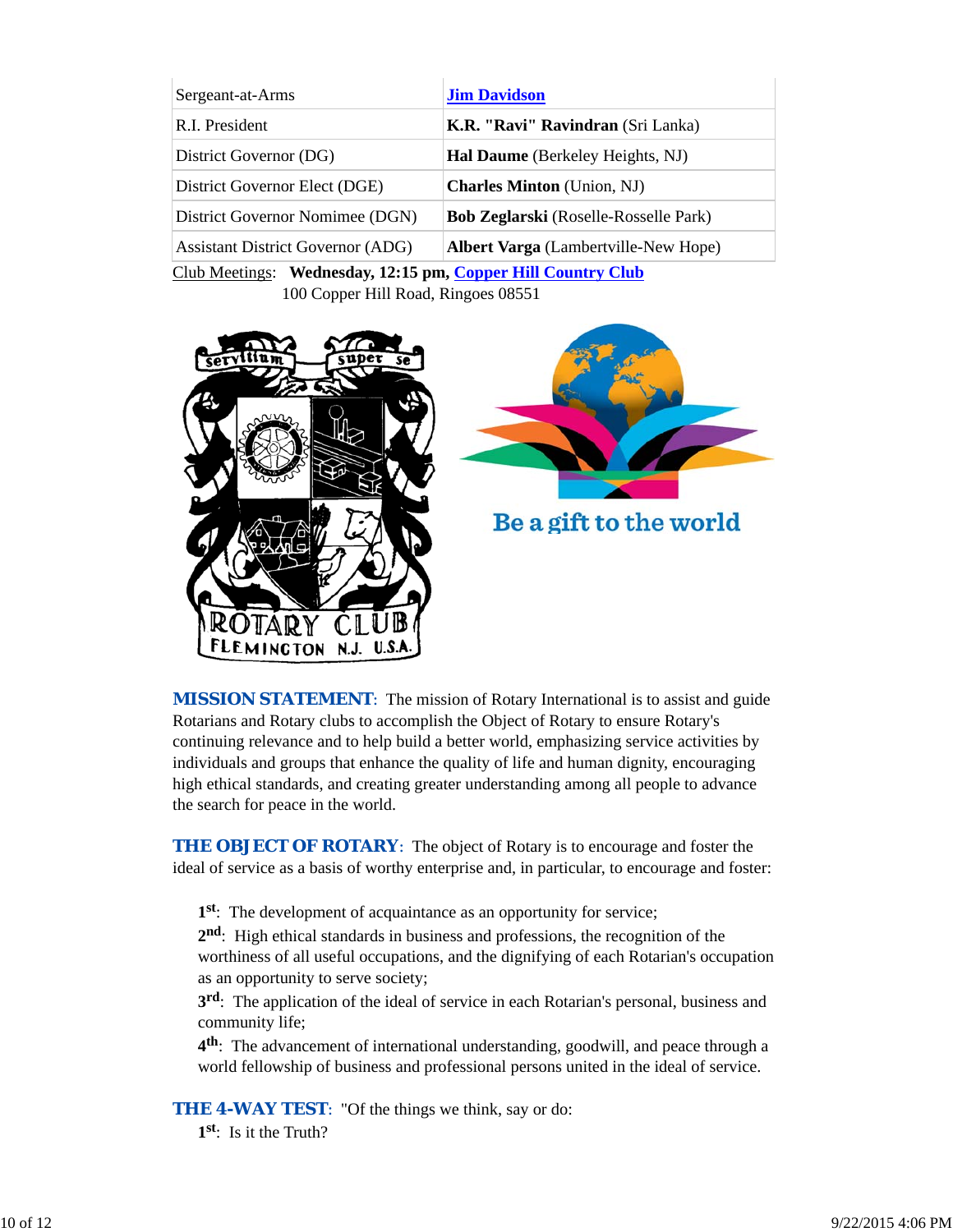| | |
|---|---|
| Sergeant-at-Arms | **Jim Davidson** |
| R.I. President | **K.R. "Ravi" Ravindran** (Sri Lanka) |
| District Governor (DG) | **Hal Daume** (Berkeley Heights, NJ) |
| District Governor Elect (DGE) | **Charles Minton** (Union, NJ) |
| District Governor Nominee (DGN) | **Bob Zeglarski** (Roselle-Rosselle Park) |
| Assistant District Governor (ADG) | **Albert Varga** (Lambertville-New Hope) |

Club Meetings: **Wednesday, 12:15 pm, Copper Hill Country Club**
100 Copper Hill Road, Ringoes 08551

**MISSION STATEMENT**: The mission of Rotary International is to assist and guide Rotarians and Rotary clubs to accomplish the Object of Rotary to ensure Rotary's continuing relevance and to help build a better world, emphasizing service activities by individuals and groups that enhance the quality of life and human dignity, encouraging high ethical standards, and creating greater understanding among all people to advance the search for peace in the world.

**THE OBJECT OF ROTARY**: The object of Rotary is to encourage and foster the ideal of service as a basis of worthy enterprise and, in particular, to encourage and foster:

**1st**: The development of acquaintance as an opportunity for service;
**2nd**: High ethical standards in business and professions, the recognition of the worthiness of all useful occupations, and the dignifying of each Rotarian's occupation as an opportunity to serve society;
**3rd**: The application of the ideal of service in each Rotarian's personal, business and community life;
**4th**: The advancement of international understanding, goodwill, and peace through a world fellowship of business and professional persons united in the ideal of service.

**THE 4-WAY TEST**: "Of the things we think, say or do:
**1st**: Is it the Truth?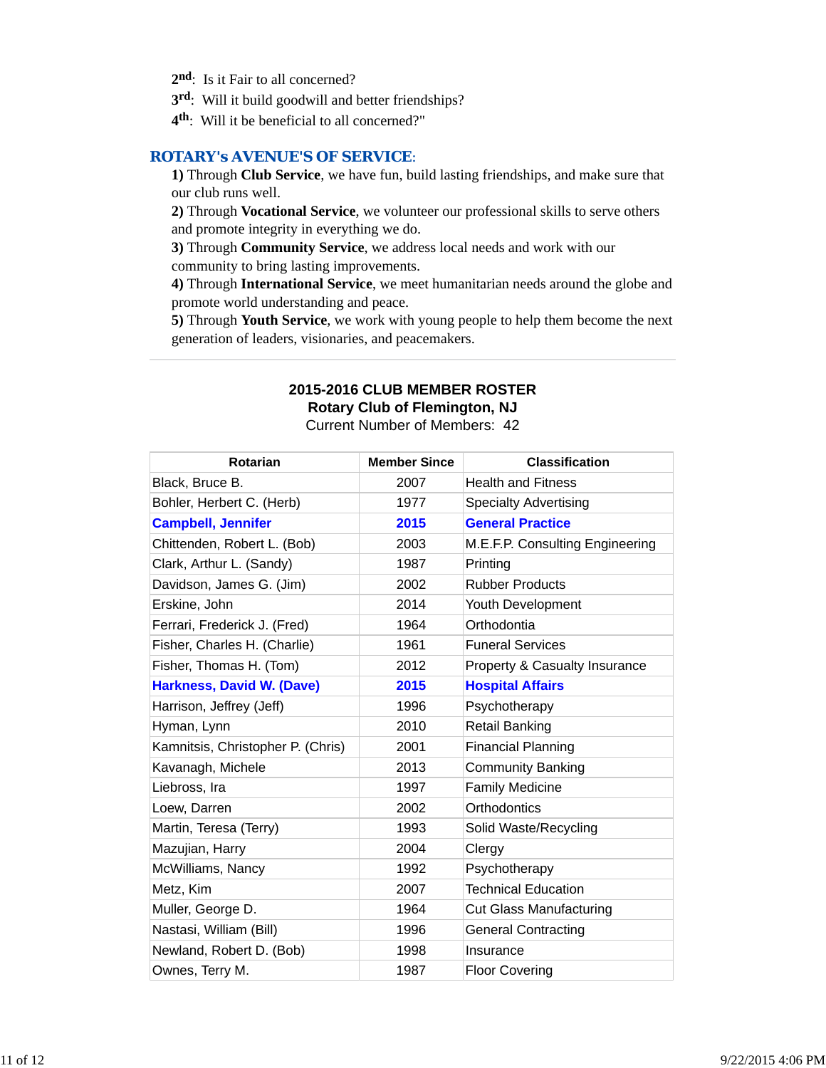2nd: Is it Fair to all concerned?

3rd: Will it build goodwill and better friendships?

4th: Will it be beneficial to all concerned?"

## ROTARY's AVENUE'S OF SERVICE:

**1)** Through **Club Service**, we have fun, build lasting friendships, and make sure that our club runs well.

**2)** Through **Vocational Service**, we volunteer our professional skills to serve others and promote integrity in everything we do.

**3)** Through **Community Service**, we address local needs and work with our community to bring lasting improvements.

**4)** Through **International Service**, we meet humanitarian needs around the globe and promote world understanding and peace.

**5)** Through **Youth Service**, we work with young people to help them become the next generation of leaders, visionaries, and peacemakers.

---

**2015-2016 CLUB MEMBER ROSTER**
**Rotary Club of Flemington, NJ**
Current Number of Members: 42

| Rotarian | Member Since | Classification |
|---|---|---|
| Black, Bruce B. | 2007 | Health and Fitness |
| Bohler, Herbert C. (Herb) | 1977 | Specialty Advertising |
| **Campbell, Jennifer** | **2015** | **General Practice** |
| Chittenden, Robert L. (Bob) | 2003 | M.E.F.P. Consulting Engineering |
| Clark, Arthur L. (Sandy) | 1987 | Printing |
| Davidson, James G. (Jim) | 2002 | Rubber Products |
| Erskine, John | 2014 | Youth Development |
| Ferrari, Frederick J. (Fred) | 1964 | Orthodontia |
| Fisher, Charles H. (Charlie) | 1961 | Funeral Services |
| Fisher, Thomas H. (Tom) | 2012 | Property & Casualty Insurance |
| **Harkness, David W. (Dave)** | **2015** | **Hospital Affairs** |
| Harrison, Jeffrey (Jeff) | 1996 | Psychotherapy |
| Hyman, Lynn | 2010 | Retail Banking |
| Kamnitsis, Christopher P. (Chris) | 2001 | Financial Planning |
| Kavanagh, Michele | 2013 | Community Banking |
| Liebross, Ira | 1997 | Family Medicine |
| Loew, Darren | 2002 | Orthodontics |
| Martin, Teresa (Terry) | 1993 | Solid Waste/Recycling |
| Mazujian, Harry | 2004 | Clergy |
| McWilliams, Nancy | 1992 | Psychotherapy |
| Metz, Kim | 2007 | Technical Education |
| Muller, George D. | 1964 | Cut Glass Manufacturing |
| Nastasi, William (Bill) | 1996 | General Contracting |
| Newland, Robert D. (Bob) | 1998 | Insurance |
| Ownes, Terry M. | 1987 | Floor Covering |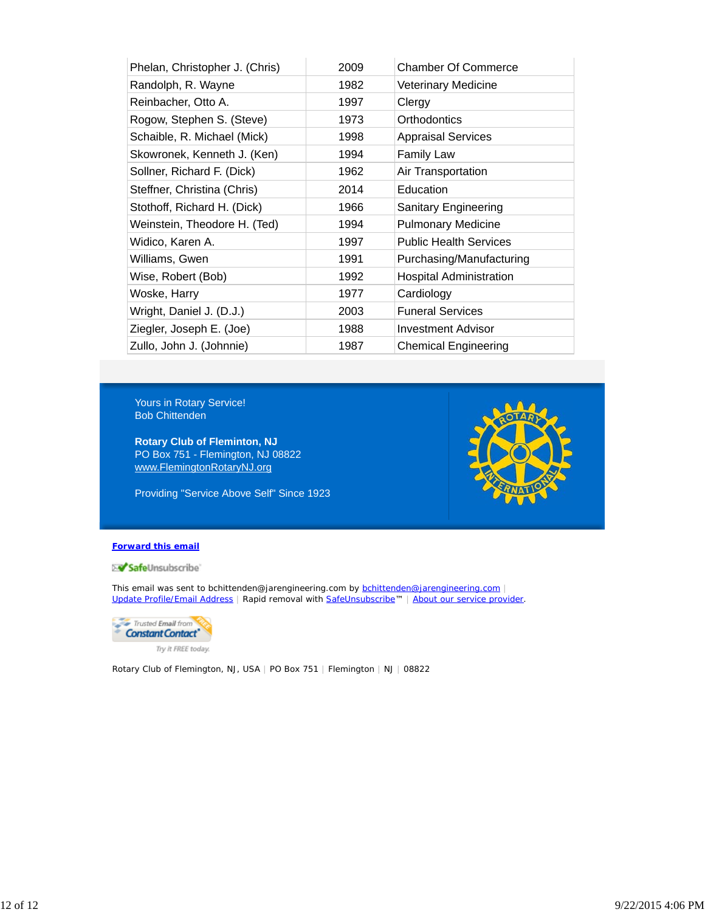| | | |
|---|---|---|
| Phelan, Christopher J. (Chris) | 2009 | Chamber Of Commerce |
| Randolph, R. Wayne | 1982 | Veterinary Medicine |
| Reinbacher, Otto A. | 1997 | Clergy |
| Rogow, Stephen S. (Steve) | 1973 | Orthodontics |
| Schaible, R. Michael (Mick) | 1998 | Appraisal Services |
| Skowronek, Kenneth J. (Ken) | 1994 | Family Law |
| Sollner, Richard F. (Dick) | 1962 | Air Transportation |
| Steffner, Christina (Chris) | 2014 | Education |
| Stothoff, Richard H. (Dick) | 1966 | Sanitary Engineering |
| Weinstein, Theodore H. (Ted) | 1994 | Pulmonary Medicine |
| Widico, Karen A. | 1997 | Public Health Services |
| Williams, Gwen | 1991 | Purchasing/Manufacturing |
| Wise, Robert (Bob) | 1992 | Hospital Administration |
| Woske, Harry | 1977 | Cardiology |
| Wright, Daniel J. (D.J.) | 2003 | Funeral Services |
| Ziegler, Joseph E. (Joe) | 1988 | Investment Advisor |
| Zullo, John J. (Johnnie) | 1987 | Chemical Engineering |

Yours in Rotary Service!
Bob Chittenden

**Rotary Club of Fleminton, NJ**
PO Box 751 - Flemington, NJ 08822
www.FlemingtonRotaryNJ.org

Providing "Service Above Self" Since 1923

**Forward this email**

SafeUnsubscribe

This email was sent to bchittenden@jarengineering.com by bchittenden@jarengineering.com | Update Profile/Email Address | Rapid removal with SafeUnsubscribe™ | About our service provider.

Trusted Email from Constant Contact — Try it FREE today.

Rotary Club of Flemington, NJ, USA | PO Box 751 | Flemington | NJ | 08822